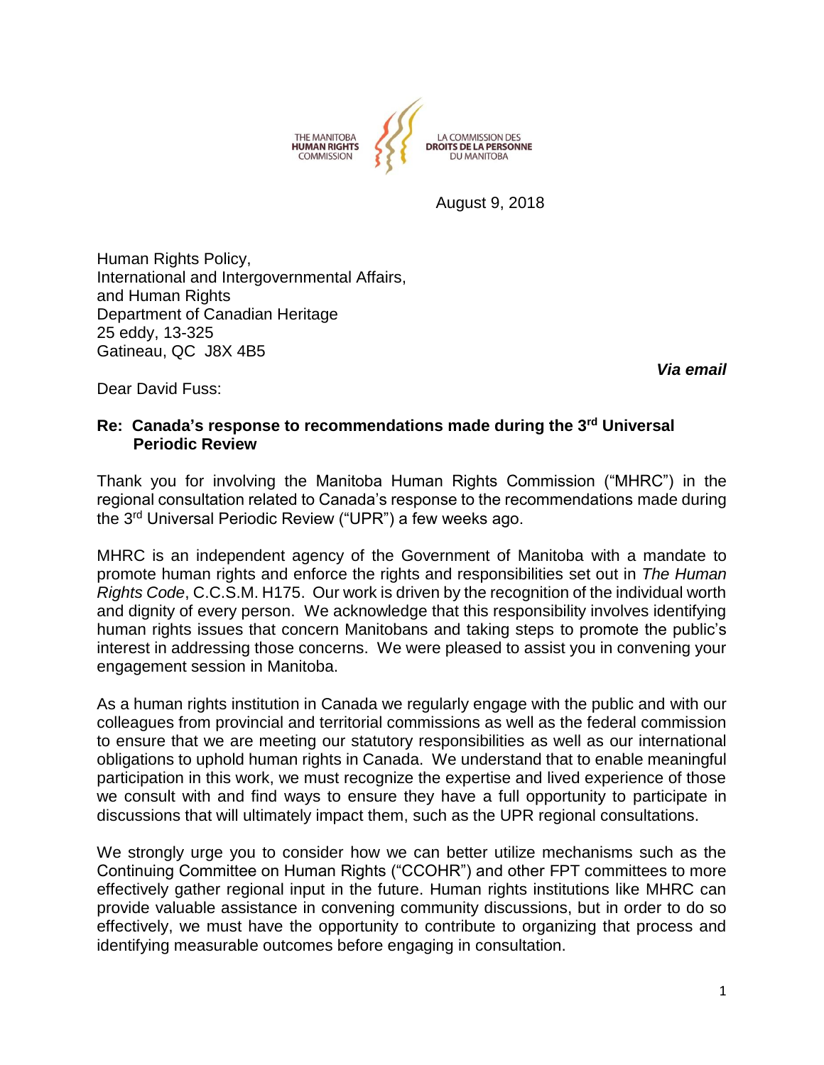THE MANITOBA **HUMAN RIGHTS** COMMISSION

LA COMMISSION DES **DROITS DE LA PERSONNE** DU MANITOBA

August 9, 2018

Human Rights Policy,
International and Intergovernmental Affairs,
and Human Rights
Department of Canadian Heritage
25 eddy, 13-325
Gatineau, QC J8X 4B5

***Via email***

Dear David Fuss:

**Re: Canada's response to recommendations made during the 3rd Universal Periodic Review**

Thank you for involving the Manitoba Human Rights Commission ("MHRC") in the regional consultation related to Canada's response to the recommendations made during the 3rd Universal Periodic Review ("UPR") a few weeks ago.

MHRC is an independent agency of the Government of Manitoba with a mandate to promote human rights and enforce the rights and responsibilities set out in *The Human Rights Code*, C.C.S.M. H175. Our work is driven by the recognition of the individual worth and dignity of every person. We acknowledge that this responsibility involves identifying human rights issues that concern Manitobans and taking steps to promote the public's interest in addressing those concerns. We were pleased to assist you in convening your engagement session in Manitoba.

As a human rights institution in Canada we regularly engage with the public and with our colleagues from provincial and territorial commissions as well as the federal commission to ensure that we are meeting our statutory responsibilities as well as our international obligations to uphold human rights in Canada. We understand that to enable meaningful participation in this work, we must recognize the expertise and lived experience of those we consult with and find ways to ensure they have a full opportunity to participate in discussions that will ultimately impact them, such as the UPR regional consultations.

We strongly urge you to consider how we can better utilize mechanisms such as the Continuing Committee on Human Rights ("CCOHR") and other FPT committees to more effectively gather regional input in the future. Human rights institutions like MHRC can provide valuable assistance in convening community discussions, but in order to do so effectively, we must have the opportunity to contribute to organizing that process and identifying measurable outcomes before engaging in consultation.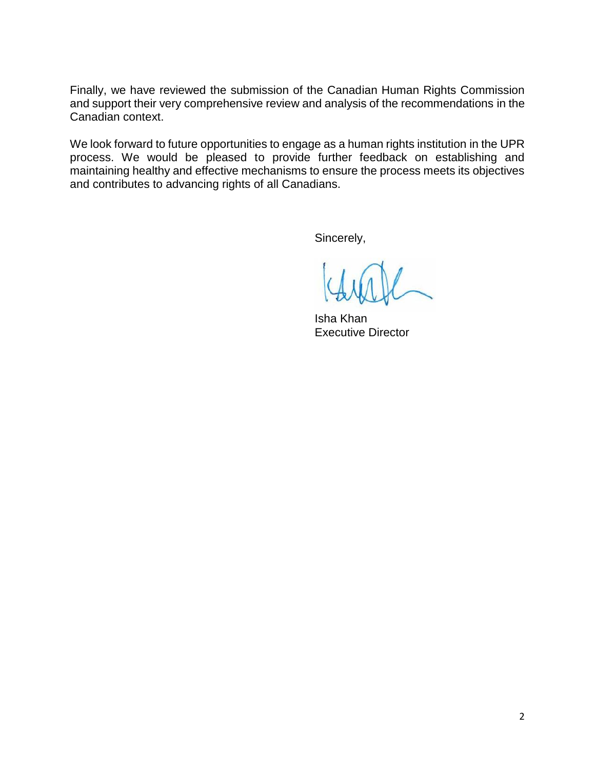Finally, we have reviewed the submission of the Canadian Human Rights Commission and support their very comprehensive review and analysis of the recommendations in the Canadian context.

We look forward to future opportunities to engage as a human rights institution in the UPR process. We would be pleased to provide further feedback on establishing and maintaining healthy and effective mechanisms to ensure the process meets its objectives and contributes to advancing rights of all Canadians.

Sincerely,

Isha Khan
Executive Director